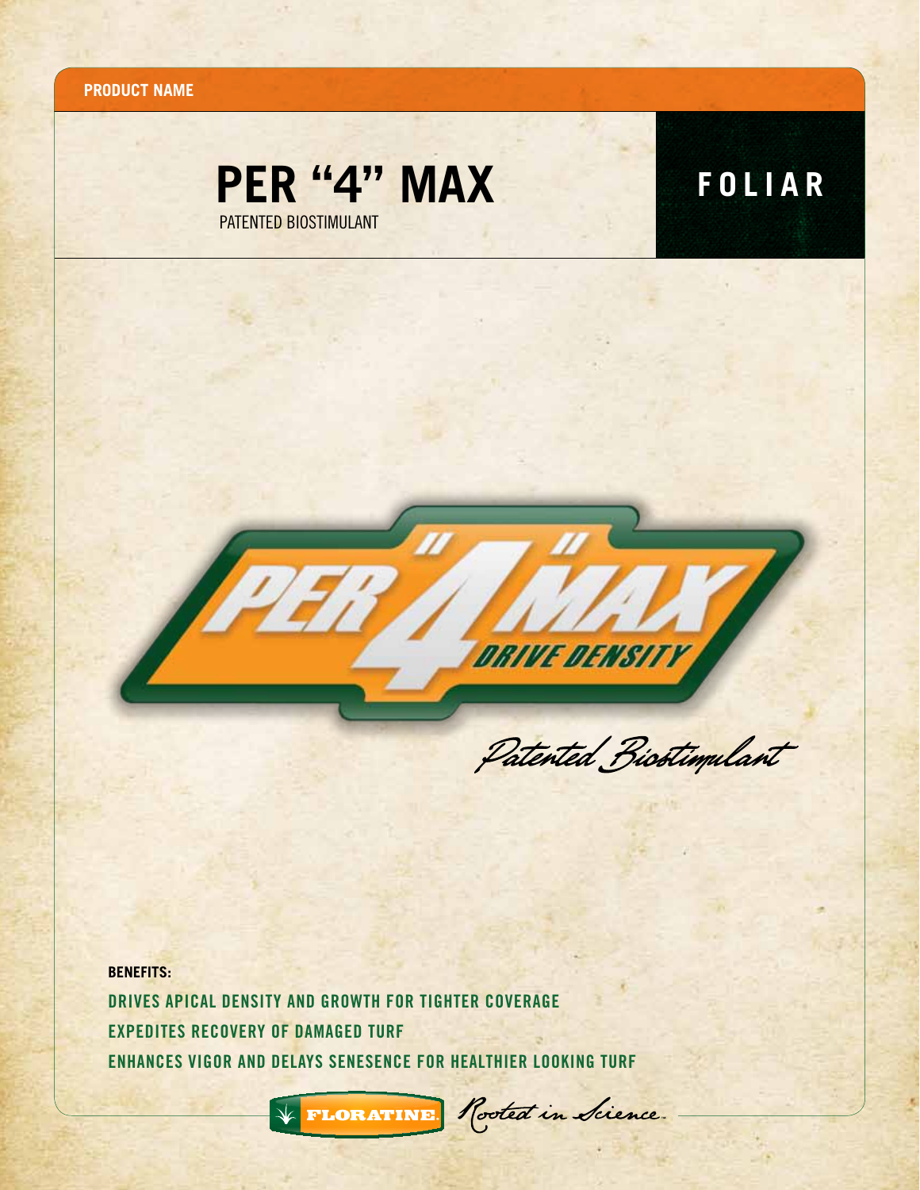PRODUCT NAME

# PER "4" MAX

PATENTED BIOSTIMULANT

**FOLIAR**

PER "4" MAX DRIVE DENSITY

*Patented Biostimulant*

**BENEFITS:**

**DRIVES APICAL DENSITY AND GROWTH FOR TIGHTER COVERAGE**

**EXPEDITES RECOVERY OF DAMAGED TURF**

**ENHANCES VIGOR AND DELAYS SENESENCE FOR HEALTHIER LOOKING TURF**

FLORATINE. *Rooted in Science.*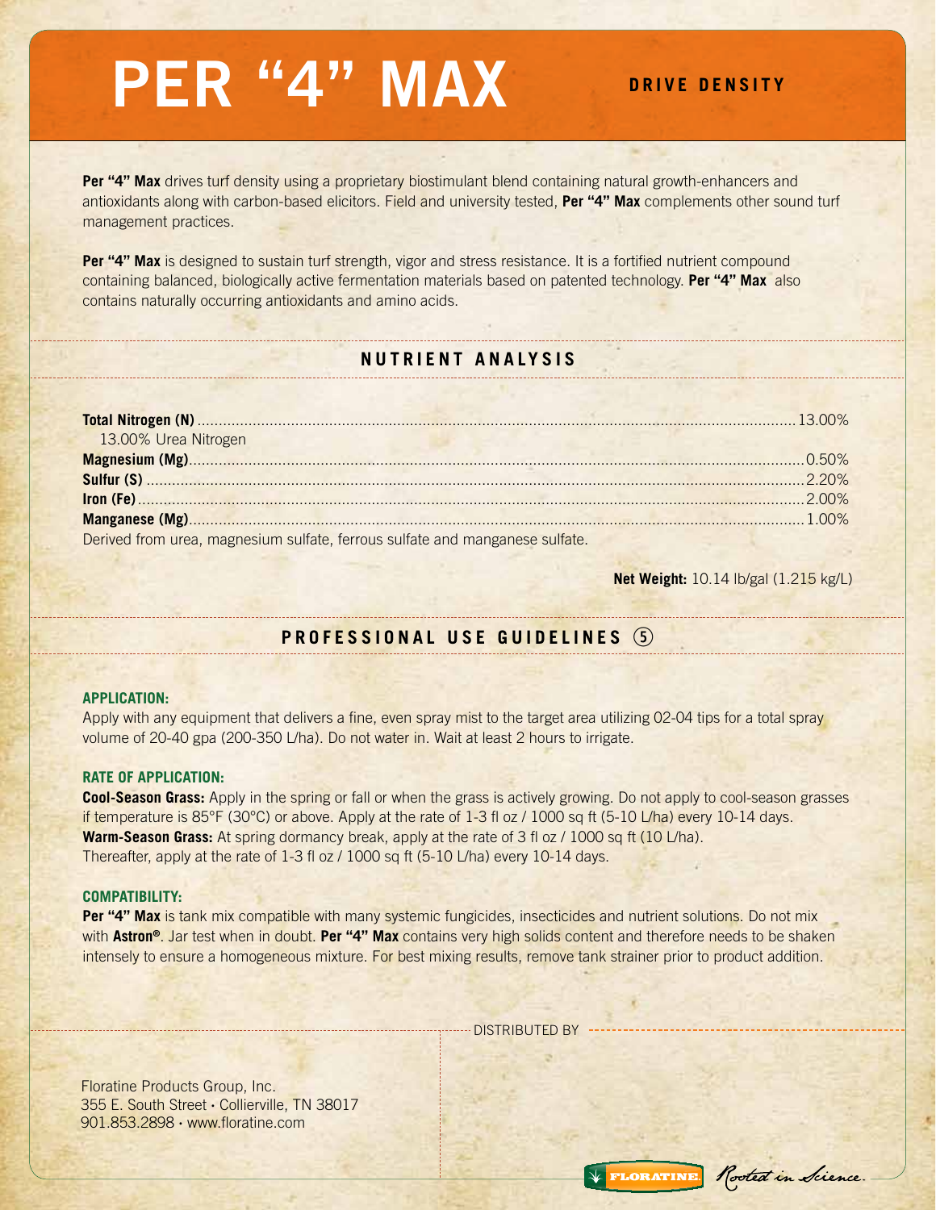# PER "4" MAX

**DRIVE DENSITY**

**Per "4" Max** drives turf density using a proprietary biostimulant blend containing natural growth-enhancers and antioxidants along with carbon-based elicitors. Field and university tested, **Per "4" Max** complements other sound turf management practices.

**Per "4" Max** is designed to sustain turf strength, vigor and stress resistance. It is a fortified nutrient compound containing balanced, biologically active fermentation materials based on patented technology. **Per "4" Max** also contains naturally occurring antioxidants and amino acids.

## NUTRIENT ANALYSIS

| | |
|---|---|
| **Total Nitrogen (N)** | 13.00% |
| 13.00% Urea Nitrogen | |
| **Magnesium (Mg)** | 0.50% |
| **Sulfur (S)** | 2.20% |
| **Iron (Fe)** | 2.00% |
| **Manganese (Mg)** | 1.00% |

Derived from urea, magnesium sulfate, ferrous sulfate and manganese sulfate.

**Net Weight:** 10.14 lb/gal (1.215 kg/L)

## PROFESSIONAL USE GUIDELINES ⑤

### APPLICATION:

Apply with any equipment that delivers a fine, even spray mist to the target area utilizing 02-04 tips for a total spray volume of 20-40 gpa (200-350 L/ha). Do not water in. Wait at least 2 hours to irrigate.

### RATE OF APPLICATION:

**Cool-Season Grass:** Apply in the spring or fall or when the grass is actively growing. Do not apply to cool-season grasses if temperature is 85°F (30°C) or above. Apply at the rate of 1-3 fl oz / 1000 sq ft (5-10 L/ha) every 10-14 days.
**Warm-Season Grass:** At spring dormancy break, apply at the rate of 3 fl oz / 1000 sq ft (10 L/ha).
Thereafter, apply at the rate of 1-3 fl oz / 1000 sq ft (5-10 L/ha) every 10-14 days.

### COMPATIBILITY:

**Per "4" Max** is tank mix compatible with many systemic fungicides, insecticides and nutrient solutions. Do not mix with **Astron®**. Jar test when in doubt. **Per "4" Max** contains very high solids content and therefore needs to be shaken intensely to ensure a homogeneous mixture. For best mixing results, remove tank strainer prior to product addition.

DISTRIBUTED BY

Floratine Products Group, Inc.
355 E. South Street • Collierville, TN 38017
901.853.2898 • www.floratine.com

FLORATINE Rooted in Science.